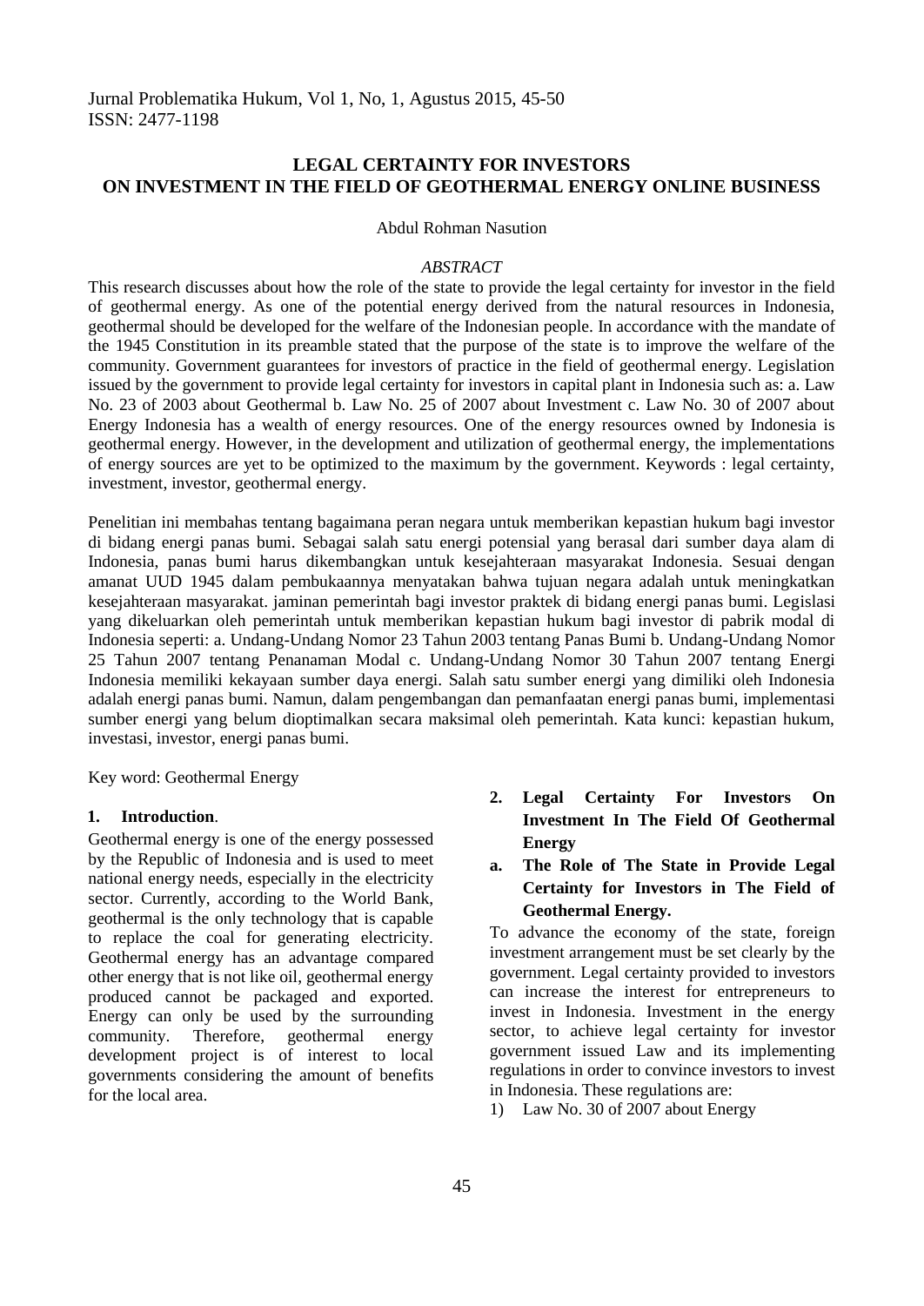# LEGAL CERTAINTY FOR INVESTORS ON INVESTMENT IN THE FIELD OF GEOTHERMAL ENERGY ONLINE BUSINESS

Abdul Rohman Nasution

*ABSTRACT*

This research discusses about how the role of the state to provide the legal certainty for investor in the field of geothermal energy. As one of the potential energy derived from the natural resources in Indonesia, geothermal should be developed for the welfare of the Indonesian people. In accordance with the mandate of the 1945 Constitution in its preamble stated that the purpose of the state is to improve the welfare of the community. Government guarantees for investors of practice in the field of geothermal energy. Legislation issued by the government to provide legal certainty for investors in capital plant in Indonesia such as: a. Law No. 23 of 2003 about Geothermal b. Law No. 25 of 2007 about Investment c. Law No. 30 of 2007 about Energy Indonesia has a wealth of energy resources. One of the energy resources owned by Indonesia is geothermal energy. However, in the development and utilization of geothermal energy, the implementations of energy sources are yet to be optimized to the maximum by the government. Keywords : legal certainty, investment, investor, geothermal energy.

Penelitian ini membahas tentang bagaimana peran negara untuk memberikan kepastian hukum bagi investor di bidang energi panas bumi. Sebagai salah satu energi potensial yang berasal dari sumber daya alam di Indonesia, panas bumi harus dikembangkan untuk kesejahteraan masyarakat Indonesia. Sesuai dengan amanat UUD 1945 dalam pembukaannya menyatakan bahwa tujuan negara adalah untuk meningkatkan kesejahteraan masyarakat. jaminan pemerintah bagi investor praktek di bidang energi panas bumi. Legislasi yang dikeluarkan oleh pemerintah untuk memberikan kepastian hukum bagi investor di pabrik modal di Indonesia seperti: a. Undang-Undang Nomor 23 Tahun 2003 tentang Panas Bumi b. Undang-Undang Nomor 25 Tahun 2007 tentang Penanaman Modal c. Undang-Undang Nomor 30 Tahun 2007 tentang Energi Indonesia memiliki kekayaan sumber daya energi. Salah satu sumber energi yang dimiliki oleh Indonesia adalah energi panas bumi. Namun, dalam pengembangan dan pemanfaatan energi panas bumi, implementasi sumber energi yang belum dioptimalkan secara maksimal oleh pemerintah. Kata kunci: kepastian hukum, investasi, investor, energi panas bumi.

Key word: Geothermal Energy

## 1. Introduction.

Geothermal energy is one of the energy possessed by the Republic of Indonesia and is used to meet national energy needs, especially in the electricity sector. Currently, according to the World Bank, geothermal is the only technology that is capable to replace the coal for generating electricity. Geothermal energy has an advantage compared other energy that is not like oil, geothermal energy produced cannot be packaged and exported. Energy can only be used by the surrounding community. Therefore, geothermal energy development project is of interest to local governments considering the amount of benefits for the local area.

## 2. Legal Certainty For Investors On Investment In The Field Of Geothermal Energy

### a. The Role of The State in Provide Legal Certainty for Investors in The Field of Geothermal Energy.

To advance the economy of the state, foreign investment arrangement must be set clearly by the government. Legal certainty provided to investors can increase the interest for entrepreneurs to invest in Indonesia. Investment in the energy sector, to achieve legal certainty for investor government issued Law and its implementing regulations in order to convince investors to invest in Indonesia. These regulations are:

1) Law No. 30 of 2007 about Energy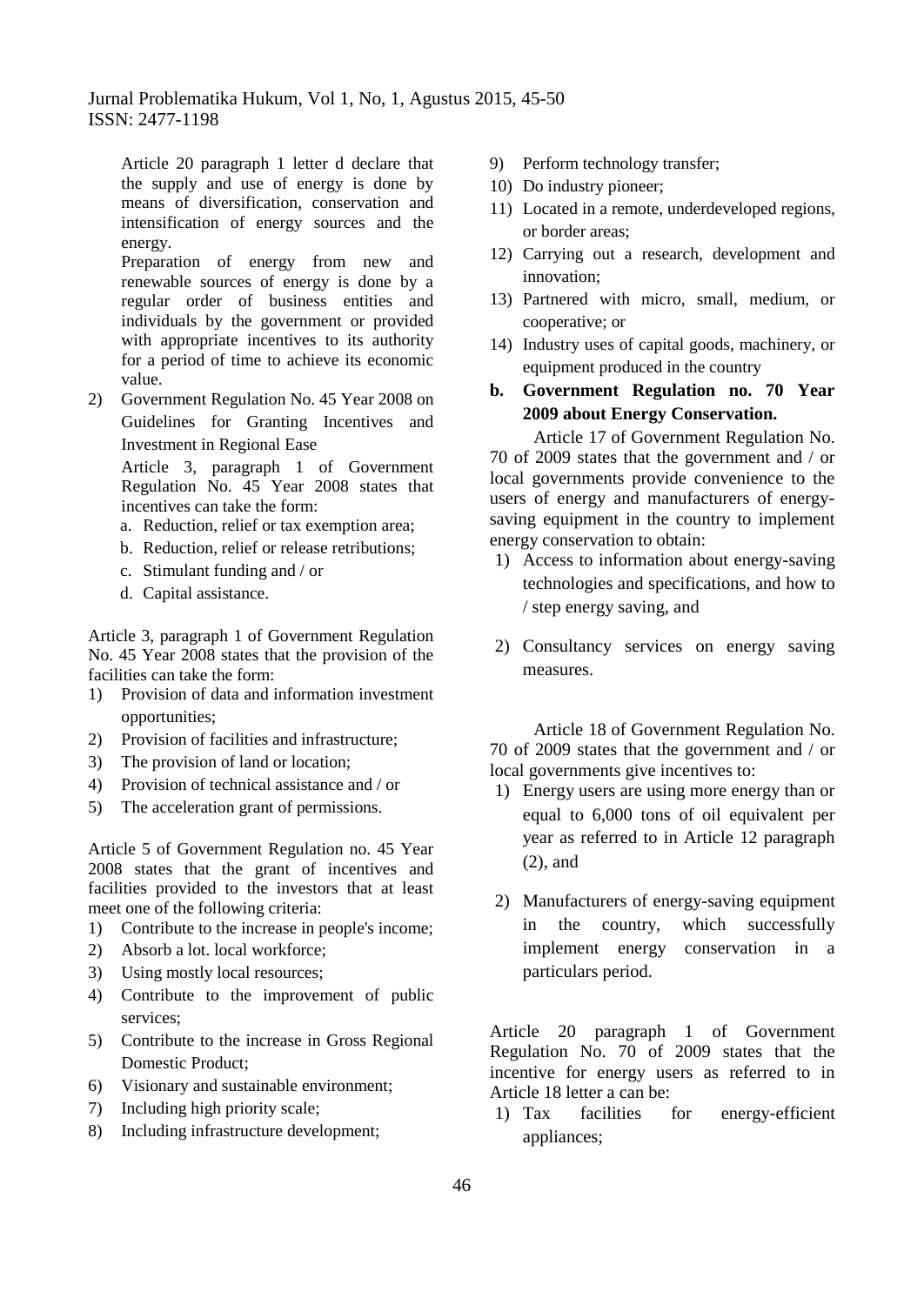Article 20 paragraph 1 letter d declare that the supply and use of energy is done by means of diversification, conservation and intensification of energy sources and the energy.

Preparation of energy from new and renewable sources of energy is done by a regular order of business entities and individuals by the government or provided with appropriate incentives to its authority for a period of time to achieve its economic value.

2) Government Regulation No. 45 Year 2008 on Guidelines for Granting Incentives and Investment in Regional Ease

   Article 3, paragraph 1 of Government Regulation No. 45 Year 2008 states that incentives can take the form:

   a. Reduction, relief or tax exemption area;
   b. Reduction, relief or release retributions;
   c. Stimulant funding and / or
   d. Capital assistance.

Article 3, paragraph 1 of Government Regulation No. 45 Year 2008 states that the provision of the facilities can take the form:

1) Provision of data and information investment opportunities;
2) Provision of facilities and infrastructure;
3) The provision of land or location;
4) Provision of technical assistance and / or
5) The acceleration grant of permissions.

Article 5 of Government Regulation no. 45 Year 2008 states that the grant of incentives and facilities provided to the investors that at least meet one of the following criteria:

1) Contribute to the increase in people's income;
2) Absorb a lot. local workforce;
3) Using mostly local resources;
4) Contribute to the improvement of public services;
5) Contribute to the increase in Gross Regional Domestic Product;
6) Visionary and sustainable environment;
7) Including high priority scale;
8) Including infrastructure development;
9) Perform technology transfer;
10) Do industry pioneer;
11) Located in a remote, underdeveloped regions, or border areas;
12) Carrying out a research, development and innovation;
13) Partnered with micro, small, medium, or cooperative; or
14) Industry uses of capital goods, machinery, or equipment produced in the country

**b. Government Regulation no. 70 Year 2009 about Energy Conservation.**

Article 17 of Government Regulation No. 70 of 2009 states that the government and / or local governments provide convenience to the users of energy and manufacturers of energy-saving equipment in the country to implement energy conservation to obtain:

1) Access to information about energy-saving technologies and specifications, and how to / step energy saving, and
2) Consultancy services on energy saving measures.

Article 18 of Government Regulation No. 70 of 2009 states that the government and / or local governments give incentives to:

1) Energy users are using more energy than or equal to 6,000 tons of oil equivalent per year as referred to in Article 12 paragraph (2), and
2) Manufacturers of energy-saving equipment in the country, which successfully implement energy conservation in a particulars period.

Article 20 paragraph 1 of Government Regulation No. 70 of 2009 states that the incentive for energy users as referred to in Article 18 letter a can be:

1) Tax facilities for energy-efficient appliances;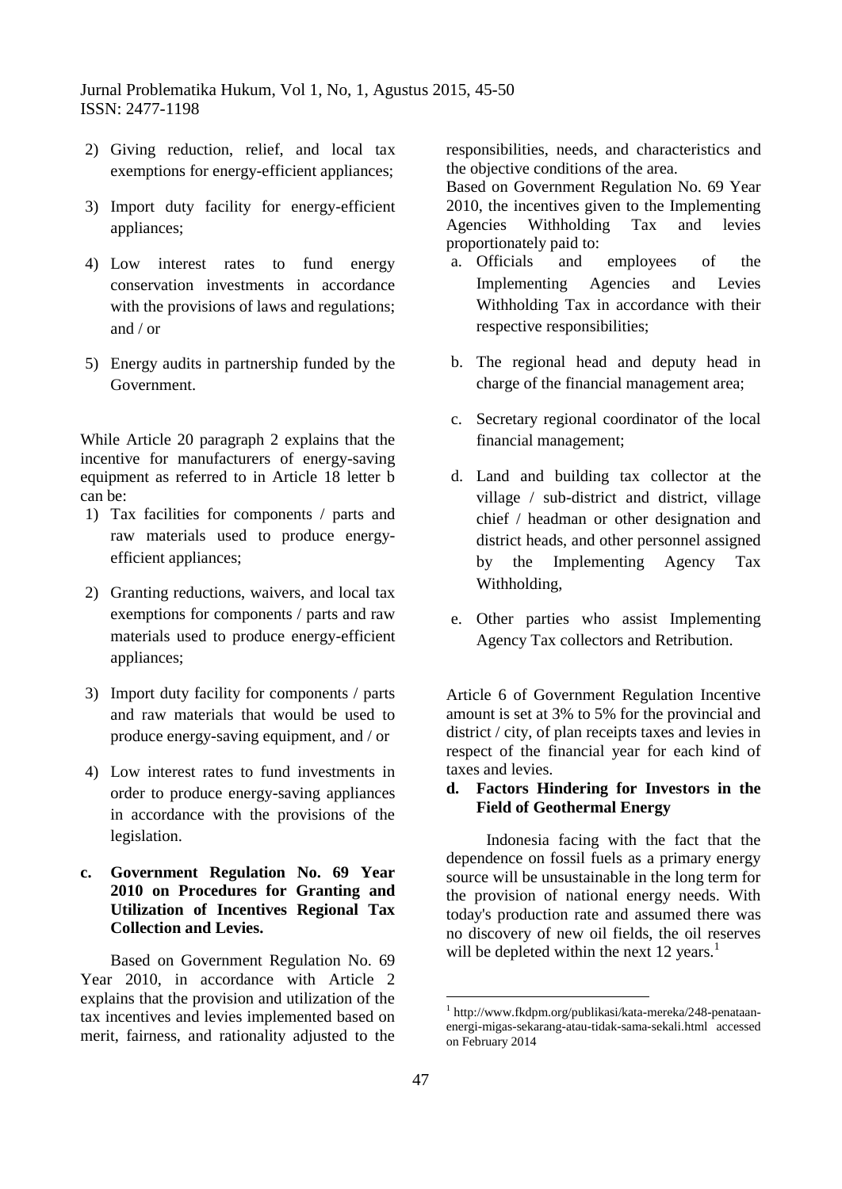2) Giving reduction, relief, and local tax exemptions for energy-efficient appliances;

3) Import duty facility for energy-efficient appliances;

4) Low interest rates to fund energy conservation investments in accordance with the provisions of laws and regulations; and / or

5) Energy audits in partnership funded by the Government.

While Article 20 paragraph 2 explains that the incentive for manufacturers of energy-saving equipment as referred to in Article 18 letter b can be:

1) Tax facilities for components / parts and raw materials used to produce energy-efficient appliances;

2) Granting reductions, waivers, and local tax exemptions for components / parts and raw materials used to produce energy-efficient appliances;

3) Import duty facility for components / parts and raw materials that would be used to produce energy-saving equipment, and / or

4) Low interest rates to fund investments in order to produce energy-saving appliances in accordance with the provisions of the legislation.

**c. Government Regulation No. 69 Year 2010 on Procedures for Granting and Utilization of Incentives Regional Tax Collection and Levies.**

Based on Government Regulation No. 69 Year 2010, in accordance with Article 2 explains that the provision and utilization of the tax incentives and levies implemented based on merit, fairness, and rationality adjusted to the responsibilities, needs, and characteristics and the objective conditions of the area.

Based on Government Regulation No. 69 Year 2010, the incentives given to the Implementing Agencies Withholding Tax and levies proportionately paid to:

a. Officials and employees of the Implementing Agencies and Levies Withholding Tax in accordance with their respective responsibilities;

b. The regional head and deputy head in charge of the financial management area;

c. Secretary regional coordinator of the local financial management;

d. Land and building tax collector at the village / sub-district and district, village chief / headman or other designation and district heads, and other personnel assigned by the Implementing Agency Tax Withholding,

e. Other parties who assist Implementing Agency Tax collectors and Retribution.

Article 6 of Government Regulation Incentive amount is set at 3% to 5% for the provincial and district / city, of plan receipts taxes and levies in respect of the financial year for each kind of taxes and levies.

**d. Factors Hindering for Investors in the Field of Geothermal Energy**

Indonesia facing with the fact that the dependence on fossil fuels as a primary energy source will be unsustainable in the long term for the provision of national energy needs. With today's production rate and assumed there was no discovery of new oil fields, the oil reserves will be depleted within the next 12 years.[1]

[1] http://www.fkdpm.org/publikasi/kata-mereka/248-penataan-energi-migas-sekarang-atau-tidak-sama-sekali.html accessed on February 2014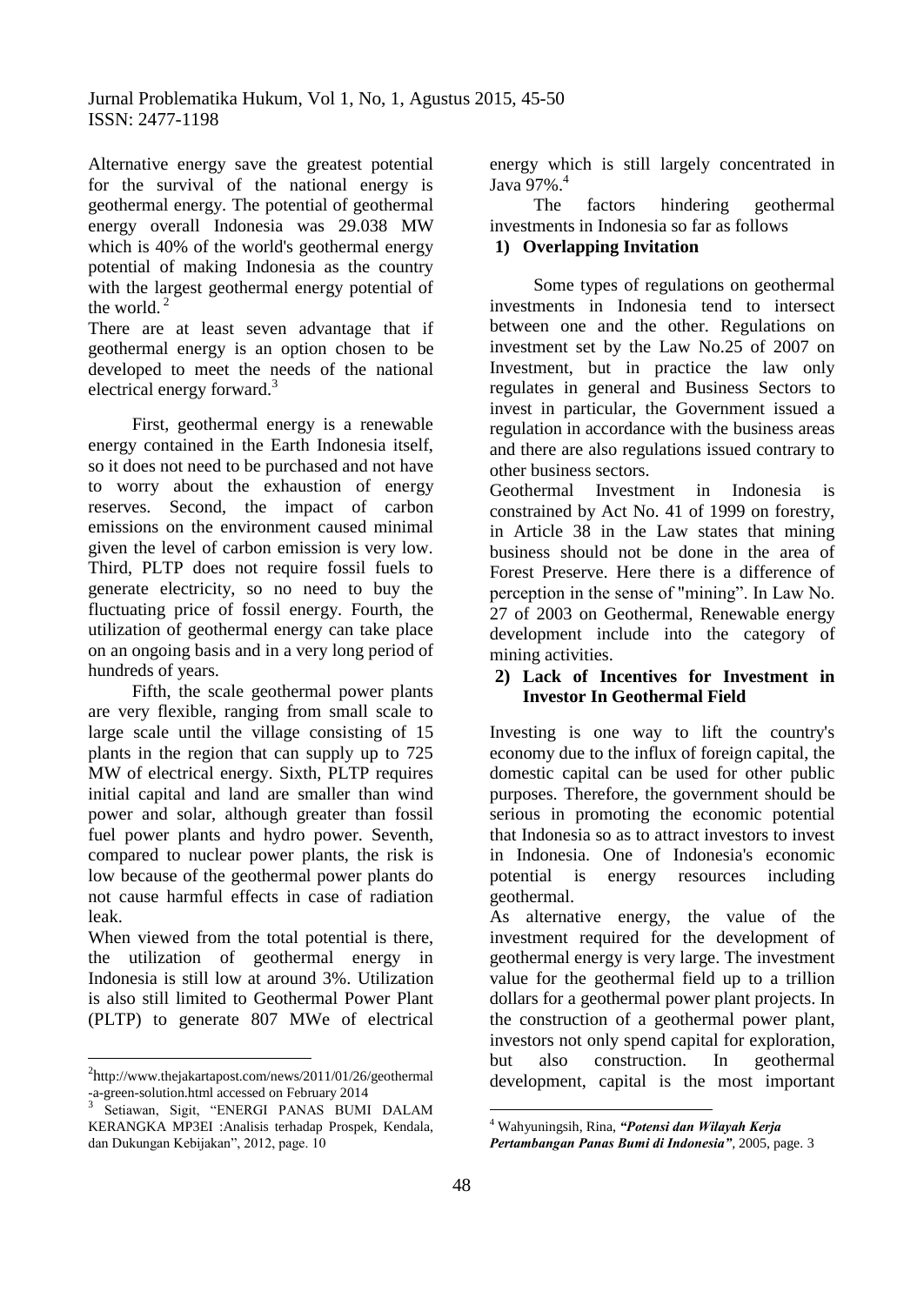Alternative energy save the greatest potential for the survival of the national energy is geothermal energy. The potential of geothermal energy overall Indonesia was 29.038 MW which is 40% of the world's geothermal energy potential of making Indonesia as the country with the largest geothermal energy potential of the world.[2]

There are at least seven advantage that if geothermal energy is an option chosen to be developed to meet the needs of the national electrical energy forward.[3]

First, geothermal energy is a renewable energy contained in the Earth Indonesia itself, so it does not need to be purchased and not have to worry about the exhaustion of energy reserves. Second, the impact of carbon emissions on the environment caused minimal given the level of carbon emission is very low. Third, PLTP does not require fossil fuels to generate electricity, so no need to buy the fluctuating price of fossil energy. Fourth, the utilization of geothermal energy can take place on an ongoing basis and in a very long period of hundreds of years.

Fifth, the scale geothermal power plants are very flexible, ranging from small scale to large scale until the village consisting of 15 plants in the region that can supply up to 725 MW of electrical energy. Sixth, PLTP requires initial capital and land are smaller than wind power and solar, although greater than fossil fuel power plants and hydro power. Seventh, compared to nuclear power plants, the risk is low because of the geothermal power plants do not cause harmful effects in case of radiation leak.

When viewed from the total potential is there, the utilization of geothermal energy in Indonesia is still low at around 3%. Utilization is also still limited to Geothermal Power Plant (PLTP) to generate 807 MWe of electrical energy which is still largely concentrated in Java 97%.[4]

The factors hindering geothermal investments in Indonesia so far as follows

**1) Overlapping Invitation**

Some types of regulations on geothermal investments in Indonesia tend to intersect between one and the other. Regulations on investment set by the Law No.25 of 2007 on Investment, but in practice the law only regulates in general and Business Sectors to invest in particular, the Government issued a regulation in accordance with the business areas and there are also regulations issued contrary to other business sectors.

Geothermal Investment in Indonesia is constrained by Act No. 41 of 1999 on forestry, in Article 38 in the Law states that mining business should not be done in the area of Forest Preserve. Here there is a difference of perception in the sense of "mining". In Law No. 27 of 2003 on Geothermal, Renewable energy development include into the category of mining activities.

**2) Lack of Incentives for Investment in Investor In Geothermal Field**

Investing is one way to lift the country's economy due to the influx of foreign capital, the domestic capital can be used for other public purposes. Therefore, the government should be serious in promoting the economic potential that Indonesia so as to attract investors to invest in Indonesia. One of Indonesia's economic potential is energy resources including geothermal.

As alternative energy, the value of the investment required for the development of geothermal energy is very large. The investment value for the geothermal field up to a trillion dollars for a geothermal power plant projects. In the construction of a geothermal power plant, investors not only spend capital for exploration, but also construction. In geothermal development, capital is the most important

---

[2] http://www.thejakartapost.com/news/2011/01/26/geothermal-a-green-solution.html accessed on February 2014

[3] Setiawan, Sigit, "ENERGI PANAS BUMI DALAM KERANGKA MP3EI :Analisis terhadap Prospek, Kendala, dan Dukungan Kebijakan", 2012, page. 10

[4] Wahyuningsih, Rina, ***"Potensi dan Wilayah Kerja Pertambangan Panas Bumi di Indonesia"***, 2005, page. 3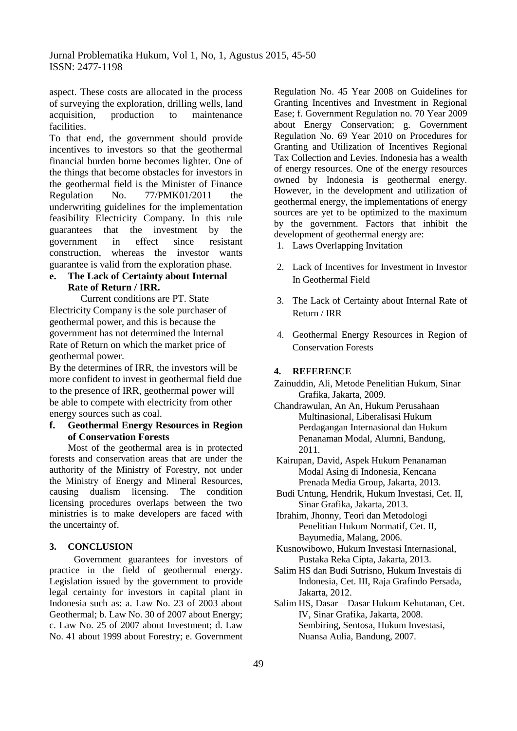aspect. These costs are allocated in the process of surveying the exploration, drilling wells, land acquisition, production to maintenance facilities.

To that end, the government should provide incentives to investors so that the geothermal financial burden borne becomes lighter. One of the things that become obstacles for investors in the geothermal field is the Minister of Finance Regulation No. 77/PMK01/2011 the underwriting guidelines for the implementation feasibility Electricity Company. In this rule guarantees that the investment by the government in effect since resistant construction, whereas the investor wants guarantee is valid from the exploration phase.

**e. The Lack of Certainty about Internal Rate of Return / IRR.**

Current conditions are PT. State Electricity Company is the sole purchaser of geothermal power, and this is because the government has not determined the Internal Rate of Return on which the market price of geothermal power.

By the determines of IRR, the investors will be more confident to invest in geothermal field due to the presence of IRR, geothermal power will be able to compete with electricity from other energy sources such as coal.

**f. Geothermal Energy Resources in Region of Conservation Forests**

Most of the geothermal area is in protected forests and conservation areas that are under the authority of the Ministry of Forestry, not under the Ministry of Energy and Mineral Resources, causing dualism licensing. The condition licensing procedures overlaps between the two ministries is to make developers are faced with the uncertainty of.

## 3. CONCLUSION

Government guarantees for investors of practice in the field of geothermal energy. Legislation issued by the government to provide legal certainty for investors in capital plant in Indonesia such as: a. Law No. 23 of 2003 about Geothermal; b. Law No. 30 of 2007 about Energy; c. Law No. 25 of 2007 about Investment; d. Law No. 41 about 1999 about Forestry; e. Government Regulation No. 45 Year 2008 on Guidelines for Granting Incentives and Investment in Regional Ease; f. Government Regulation no. 70 Year 2009 about Energy Conservation; g. Government Regulation No. 69 Year 2010 on Procedures for Granting and Utilization of Incentives Regional Tax Collection and Levies. Indonesia has a wealth of energy resources. One of the energy resources owned by Indonesia is geothermal energy. However, in the development and utilization of geothermal energy, the implementations of energy sources are yet to be optimized to the maximum by the government. Factors that inhibit the development of geothermal energy are:

1. Laws Overlapping Invitation
2. Lack of Incentives for Investment in Investor In Geothermal Field
3. The Lack of Certainty about Internal Rate of Return / IRR
4. Geothermal Energy Resources in Region of Conservation Forests

## 4. REFERENCE

Zainuddin, Ali, Metode Penelitian Hukum, Sinar Grafika, Jakarta, 2009.

Chandrawulan, An An, Hukum Perusahaan Multinasional, Liberalisasi Hukum Perdagangan Internasional dan Hukum Penanaman Modal, Alumni, Bandung, 2011.

Kairupan, David, Aspek Hukum Penanaman Modal Asing di Indonesia, Kencana Prenada Media Group, Jakarta, 2013.

Budi Untung, Hendrik, Hukum Investasi, Cet. II, Sinar Grafika, Jakarta, 2013.

Ibrahim, Jhonny, Teori dan Metodologi Penelitian Hukum Normatif, Cet. II, Bayumedia, Malang, 2006.

Kusnowibowo, Hukum Investasi Internasional, Pustaka Reka Cipta, Jakarta, 2013.

Salim HS dan Budi Sutrisno, Hukum Investais di Indonesia, Cet. III, Raja Grafindo Persada, Jakarta, 2012.

Salim HS, Dasar – Dasar Hukum Kehutanan, Cet. IV, Sinar Grafika, Jakarta, 2008. Sembiring, Sentosa, Hukum Investasi, Nuansa Aulia, Bandung, 2007.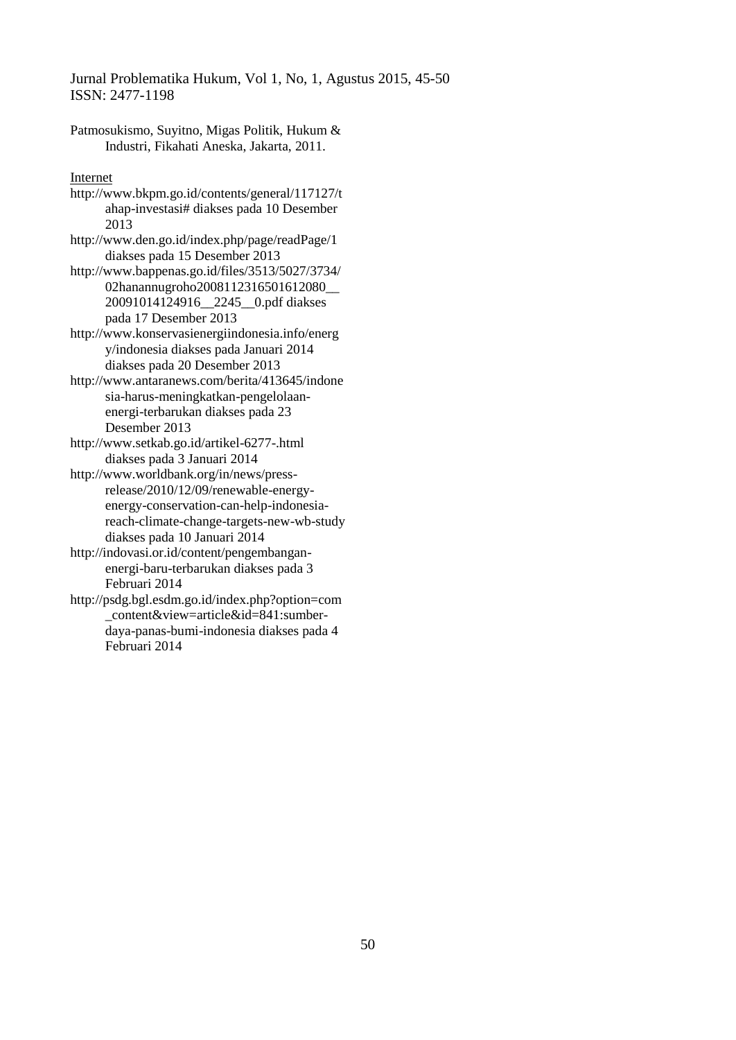Patmosukismo, Suyitno, Migas Politik, Hukum & Industri, Fikahati Aneska, Jakarta, 2011.

Internet

http://www.bkpm.go.id/contents/general/117127/tahap-investasi# diakses pada 10 Desember 2013

http://www.den.go.id/index.php/page/readPage/1 diakses pada 15 Desember 2013

http://www.bappenas.go.id/files/3513/5027/3734/02hanannugroho20081123165016120 80__20091014124916__2245__0.pdf diakses pada 17 Desember 2013

http://www.konservasienergiindonesia.info/energy/indonesia diakses pada Januari 2014 diakses pada 20 Desember 2013

http://www.antaranews.com/berita/413645/indonesia-harus-meningkatkan-pengelolaan-energi-terbarukan diakses pada 23 Desember 2013

http://www.setkab.go.id/artikel-6277-.html diakses pada 3 Januari 2014

http://www.worldbank.org/in/news/press-release/2010/12/09/renewable-energy-energy-conservation-can-help-indonesia-reach-climate-change-targets-new-wb-study diakses pada 10 Januari 2014

http://indovasi.or.id/content/pengembangan-energi-baru-terbarukan diakses pada 3 Februari 2014

http://psdg.bgl.esdm.go.id/index.php?option=com_content&view=article&id=841:sumber-daya-panas-bumi-indonesia diakses pada 4 Februari 2014